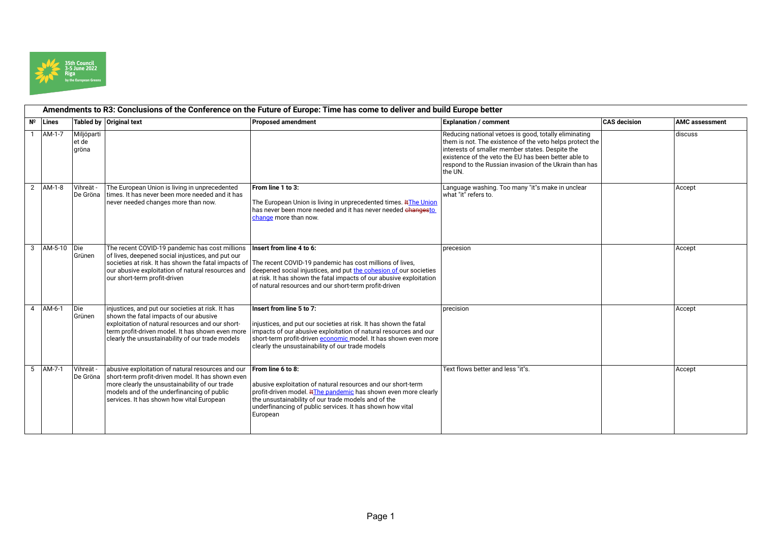35th Council
3-5 June 2022
Riga
by the European Greens

## Amendments to R3: Conclusions of the Conference on the Future of Europe: Time has come to deliver and build Europe better

| Nº | Lines | Tabled by | Original text | Proposed amendment | Explanation / comment | CAS decision | AMC assessment |
|---|---|---|---|---|---|---|---|
| 1 | AM-1-7 | Miljöpartiet de gröna | | | Reducing national vetoes is good, totally eliminating them is not. The existence of the veto helps protect the interests of smaller member states. Despite the existence of the veto the EU has been better able to respond to the Russian invasion of the Ukrain than has the UN. | | discuss |
| 2 | AM-1-8 | Vihreät - De Gröna | The European Union is living in unprecedented times. It has never been more needed and it has never needed changes more than now. | **From line 1 to 3:** The European Union is living in unprecedented times. ~~It~~The Union has never been more needed and it has never needed ~~changes~~to change more than now. | Language washing. Too many "it"s make in unclear what "it" refers to. | | Accept |
| 3 | AM-5-10 | Die Grünen | The recent COVID-19 pandemic has cost millions of lives, deepened social injustices, and put our societies at risk. It has shown the fatal impacts of our abusive exploitation of natural resources and our short-term profit-driven | **Insert from line 4 to 6:** The recent COVID-19 pandemic has cost millions of lives, deepened social injustices, and put the cohesion of our societies at risk. It has shown the fatal impacts of our abusive exploitation of natural resources and our short-term profit-driven | precesion | | Accept |
| 4 | AM-6-1 | Die Grünen | injustices, and put our societies at risk. It has shown the fatal impacts of our abusive exploitation of natural resources and our short-term profit-driven model. It has shown even more clearly the unsustainability of our trade models | **Insert from line 5 to 7:** injustices, and put our societies at risk. It has shown the fatal impacts of our abusive exploitation of natural resources and our short-term profit-driven economic model. It has shown even more clearly the unsustainability of our trade models | precision | | Accept |
| 5 | AM-7-1 | Vihreät - De Gröna | abusive exploitation of natural resources and our short-term profit-driven model. It has shown even more clearly the unsustainability of our trade models and of the underfinancing of public services. It has shown how vital European | **From line 6 to 8:** abusive exploitation of natural resources and our short-term profit-driven model. ~~It~~The pandemic has shown even more clearly the unsustainability of our trade models and of the underfinancing of public services. It has shown how vital European | Text flows better and less "it"s. | | Accept |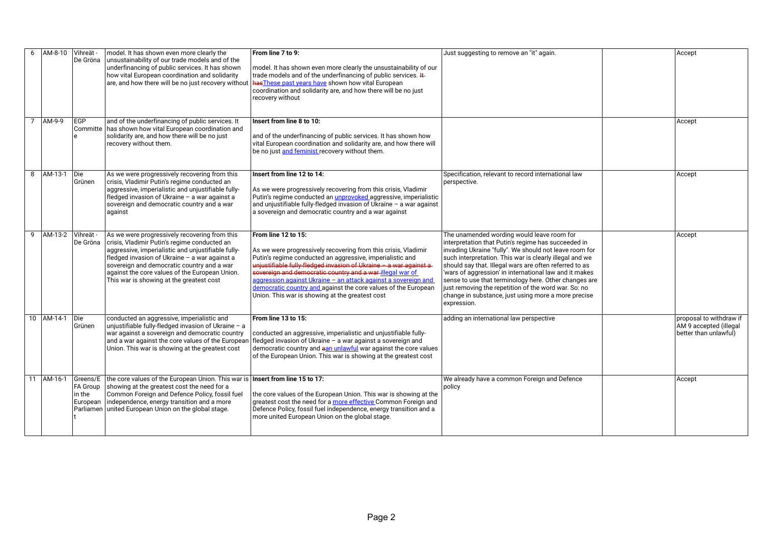| 6 | AM-8-10 | Vihreät - De Gröna | model. It has shown even more clearly the unsustainability of our trade models and of the underfinancing of public services. It has shown how vital European coordination and solidarity are, and how there will be no just recovery without | **From line 7 to 9:**<br><br>model. It has shown even more clearly the unsustainability of our trade models and of the underfinancing of public services. ~~It has~~These past years have shown how vital European coordination and solidarity are, and how there will be no just recovery without | Just suggesting to remove an "it" again. | | Accept |
|---|---|---|---|---|---|---|---|
| 7 | AM-9-9 | EGP Committee | and of the underfinancing of public services. It has shown how vital European coordination and solidarity are, and how there will be no just recovery without them. | **Insert from line 8 to 10:**<br><br>and of the underfinancing of public services. It has shown how vital European coordination and solidarity are, and how there will be no just and feminist recovery without them. | | | Accept |
| 8 | AM-13-1 | Die Grünen | As we were progressively recovering from this crisis, Vladimir Putin's regime conducted an aggressive, imperialistic and unjustifiable fully-fledged invasion of Ukraine – a war against a sovereign and democratic country and a war against | **Insert from line 12 to 14:**<br><br>As we were progressively recovering from this crisis, Vladimir Putin's regime conducted an unprovoked aggressive, imperialistic and unjustifiable fully-fledged invasion of Ukraine – a war against a sovereign and democratic country and a war against | Specification, relevant to record international law perspective. | | Accept |
| 9 | AM-13-2 | Vihreät - De Gröna | As we were progressively recovering from this crisis, Vladimir Putin's regime conducted an aggressive, imperialistic and unjustifiable fully-fledged invasion of Ukraine – a war against a sovereign and democratic country and a war against the core values of the European Union. This war is showing at the greatest cost | **From line 12 to 15:**<br><br>As we were progressively recovering from this crisis, Vladimir Putin's regime conducted an aggressive, imperialistic and ~~unjustifiable fully-fledged invasion of Ukraine – a war against a sovereign and democratic country and a war~~ illegal war of aggression against Ukraine – an attack against a sovereign and democratic country and against the core values of the European Union. This war is showing at the greatest cost | The unamended wording would leave room for interpretation that Putin's regime has succeeded in invading Ukraine "fully". We should not leave room for such interpretation. This war is clearly illegal and we should say that. Illegal wars are often referred to as 'wars of aggression' in international law and it makes sense to use that terminology here. Other changes are just removing the repetition of the word war. So: no change in substance, just using more a more precise expression. | | Accept |
| 10 | AM-14-1 | Die Grünen | conducted an aggressive, imperialistic and unjustifiable fully-fledged invasion of Ukraine – a war against a sovereign and democratic country and a war against the core values of the European Union. This war is showing at the greatest cost | **From line 13 to 15:**<br><br>conducted an aggressive, imperialistic and unjustifiable fully-fledged invasion of Ukraine – a war against a sovereign and democratic country and ~~a~~an unlawful war against the core values of the European Union. This war is showing at the greatest cost | adding an international law perspective | | proposal to withdraw if AM 9 accepted (illegal better than unlawful) |
| 11 | AM-16-1 | Greens/EFA Group in the European Parliament | the core values of the European Union. This war is showing at the greatest cost the need for a Common Foreign and Defence Policy, fossil fuel independence, energy transition and a more united European Union on the global stage. | **Insert from line 15 to 17:**<br><br>the core values of the European Union. This war is showing at the greatest cost the need for a more effective Common Foreign and Defence Policy, fossil fuel independence, energy transition and a more united European Union on the global stage. | We already have a common Foreign and Defence policy | | Accept |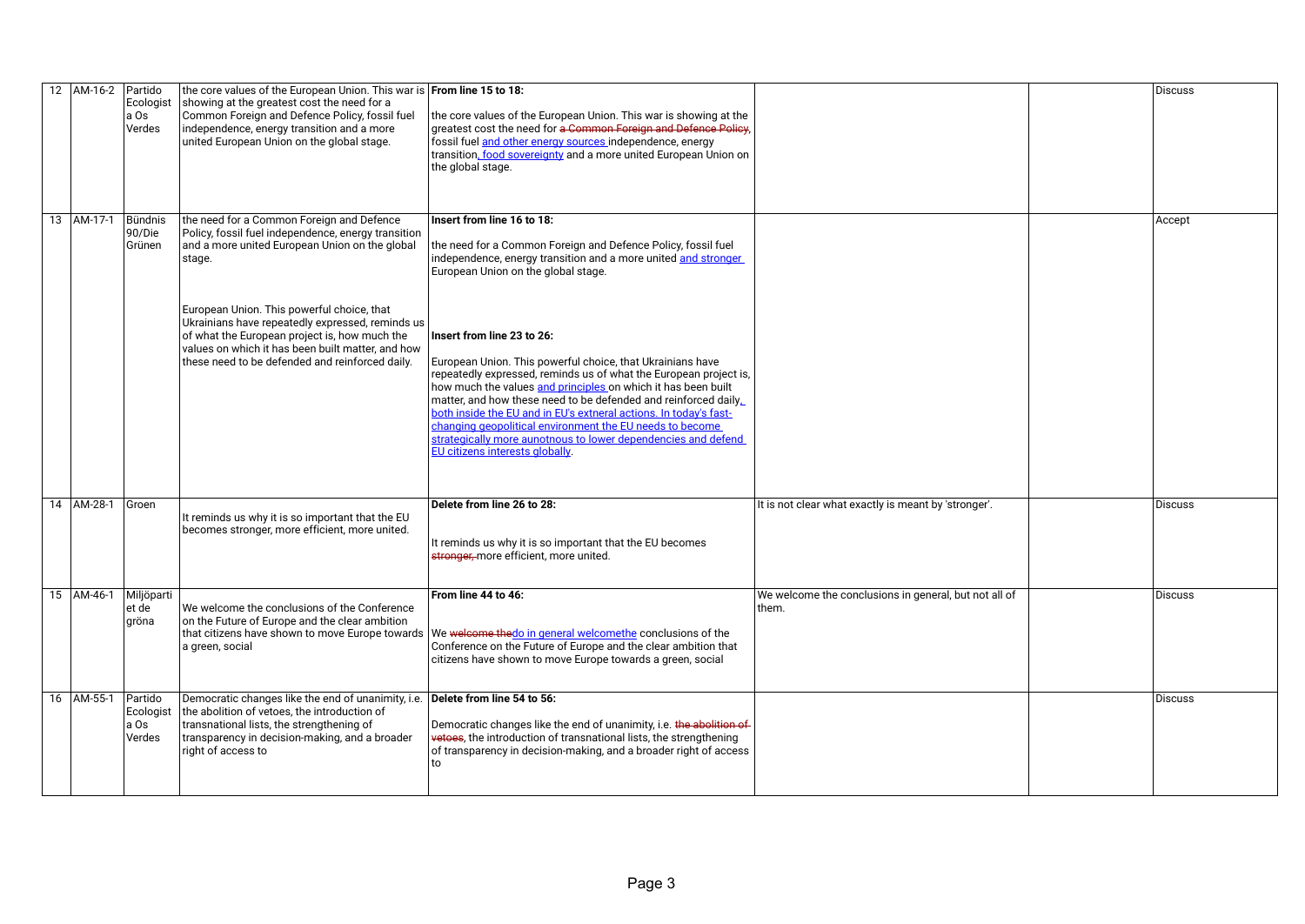| 12 | AM-16-2 | Partido Ecologista Os Verdes | the core values of the European Union. This war is showing at the greatest cost the need for a Common Foreign and Defence Policy, fossil fuel independence, energy transition and a more united European Union on the global stage. | **From line 15 to 18:**<br><br>the core values of the European Union. This war is showing at the greatest cost the need for ~~a Common Foreign and Defence Policy~~, fossil fuel <u>and other energy sources</u> independence, energy transition<u>, food sovereignty</u> and a more united European Union on the global stage. | | | Discuss |
|---|---|---|---|---|---|---|---|
| 13 | AM-17-1 | Bündnis 90/Die Grünen | the need for a Common Foreign and Defence Policy, fossil fuel independence, energy transition and a more united European Union on the global stage.<br><br>European Union. This powerful choice, that Ukrainians have repeatedly expressed, reminds us of what the European project is, how much the values on which it has been built matter, and how these need to be defended and reinforced daily. | **Insert from line 16 to 18:**<br><br>the need for a Common Foreign and Defence Policy, fossil fuel independence, energy transition and a more united <u>and stronger</u> European Union on the global stage.<br><br>**Insert from line 23 to 26:**<br><br>European Union. This powerful choice, that Ukrainians have repeatedly expressed, reminds us of what the European project is, how much the values <u>and principles</u> on which it has been built matter, and how these need to be defended and reinforced daily<u>, both inside the EU and in EU's extneral actions. In today's fast-changing geopolitical environment the EU needs to become strategically more aunotnous to lower dependencies and defend EU citizens interests globally</u>. | | | Accept |
| 14 | AM-28-1 | Groen | It reminds us why it is so important that the EU becomes stronger, more efficient, more united. | **Delete from line 26 to 28:**<br><br>It reminds us why it is so important that the EU becomes ~~stronger,~~ more efficient, more united. | It is not clear what exactly is meant by 'stronger'. | | Discuss |
| 15 | AM-46-1 | Miljöpartiet de gröna | We welcome the conclusions of the Conference on the Future of Europe and the clear ambition that citizens have shown to move Europe towards a green, social | **From line 44 to 46:**<br><br>We ~~welcome the~~<u>do in general welcomethe</u> conclusions of the Conference on the Future of Europe and the clear ambition that citizens have shown to move Europe towards a green, social | We welcome the conclusions in general, but not all of them. | | Discuss |
| 16 | AM-55-1 | Partido Ecologista Os Verdes | Democratic changes like the end of unanimity, i.e. the abolition of vetoes, the introduction of transnational lists, the strengthening of transparency in decision-making, and a broader right of access to | **Delete from line 54 to 56:**<br><br>Democratic changes like the end of unanimity, i.e. ~~the abolition of vetoes~~, the introduction of transnational lists, the strengthening of transparency in decision-making, and a broader right of access to | | | Discuss |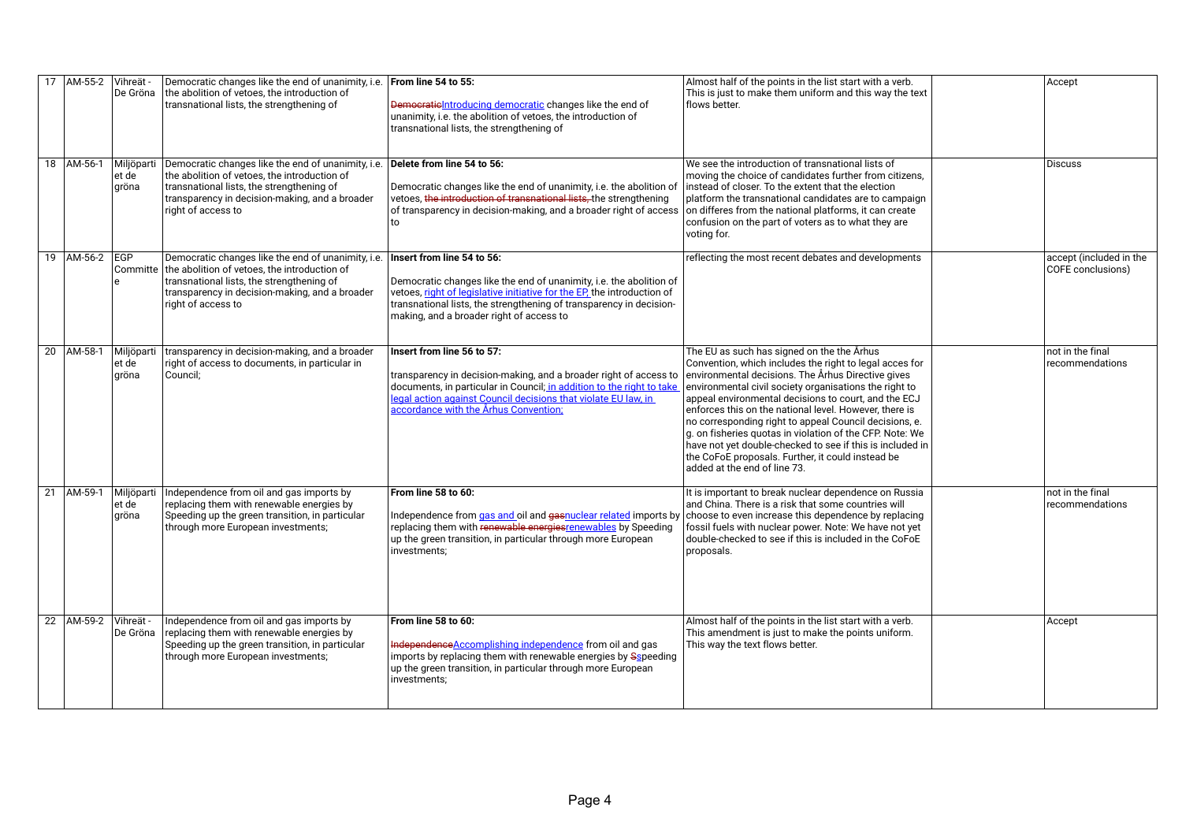| 17 | AM-55-2 | Vihreät - De Gröna | Democratic changes like the end of unanimity, i.e. the abolition of vetoes, the introduction of transnational lists, the strengthening of | **From line 54 to 55:**<br><br>~~Democratic~~Introducing democratic changes like the end of unanimity, i.e. the abolition of vetoes, the introduction of transnational lists, the strengthening of | Almost half of the points in the list start with a verb. This is just to make them uniform and this way the text flows better. | | Accept |
|---|---|---|---|---|---|---|---|
| 18 | AM-56-1 | Miljöpartiet de gröna | Democratic changes like the end of unanimity, i.e. the abolition of vetoes, the introduction of transnational lists, the strengthening of transparency in decision-making, and a broader right of access to | **Delete from line 54 to 56:**<br><br>Democratic changes like the end of unanimity, i.e. the abolition of vetoes, ~~the introduction of transnational lists,~~ the strengthening of transparency in decision-making, and a broader right of access to | We see the introduction of transnational lists of moving the choice of candidates further from citizens, instead of closer. To the extent that the election platform the transnational candidates are to campaign on differes from the national platforms, it can create confusion on the part of voters as to what they are voting for. | | Discuss |
| 19 | AM-56-2 | EGP Committee | Democratic changes like the end of unanimity, i.e. the abolition of vetoes, the introduction of transnational lists, the strengthening of transparency in decision-making, and a broader right of access to | **Insert from line 54 to 56:**<br><br>Democratic changes like the end of unanimity, i.e. the abolition of vetoes, right of legislative initiative for the EP, the introduction of transnational lists, the strengthening of transparency in decision-making, and a broader right of access to | reflecting the most recent debates and developments | | accept (included in the COFE conclusions) |
| 20 | AM-58-1 | Miljöpartiet de gröna | transparency in decision-making, and a broader right of access to documents, in particular in Council; | **Insert from line 56 to 57:**<br><br>transparency in decision-making, and a broader right of access to documents, in particular in Council; in addition to the right to take legal action against Council decisions that violate EU law, in accordance with the Århus Convention; | The EU as such has signed on the the Århus Convention, which includes the right to legal acces for environmental decisions. The Århus Directive gives environmental civil society organisations the right to appeal environmental decisions to court, and the ECJ enforces this on the national level. However, there is no corresponding right to appeal Council decisions, e. g. on fisheries quotas in violation of the CFP. Note: We have not yet double-checked to see if this is included in the CoFoE proposals. Further, it could instead be added at the end of line 73. | | not in the final recommendations |
| 21 | AM-59-1 | Miljöpartiet de gröna | Independence from oil and gas imports by replacing them with renewable energies by Speeding up the green transition, in particular through more European investments; | **From line 58 to 60:**<br><br>Independence from gas and oil and ~~gas~~nuclear related imports by replacing them with ~~renewable energies~~renewables by Speeding up the green transition, in particular through more European investments; | It is important to break nuclear dependence on Russia and China. There is a risk that some countries will choose to even increase this dependence by replacing fossil fuels with nuclear power. Note: We have not yet double-checked to see if this is included in the CoFoE proposals. | | not in the final recommendations |
| 22 | AM-59-2 | Vihreät - De Gröna | Independence from oil and gas imports by replacing them with renewable energies by Speeding up the green transition, in particular through more European investments; | **From line 58 to 60:**<br><br>~~Independence~~Accomplishing independence from oil and gas imports by replacing them with renewable energies by ~~S~~speeding up the green transition, in particular through more European investments; | Almost half of the points in the list start with a verb. This amendment is just to make the points uniform. This way the text flows better. | | Accept |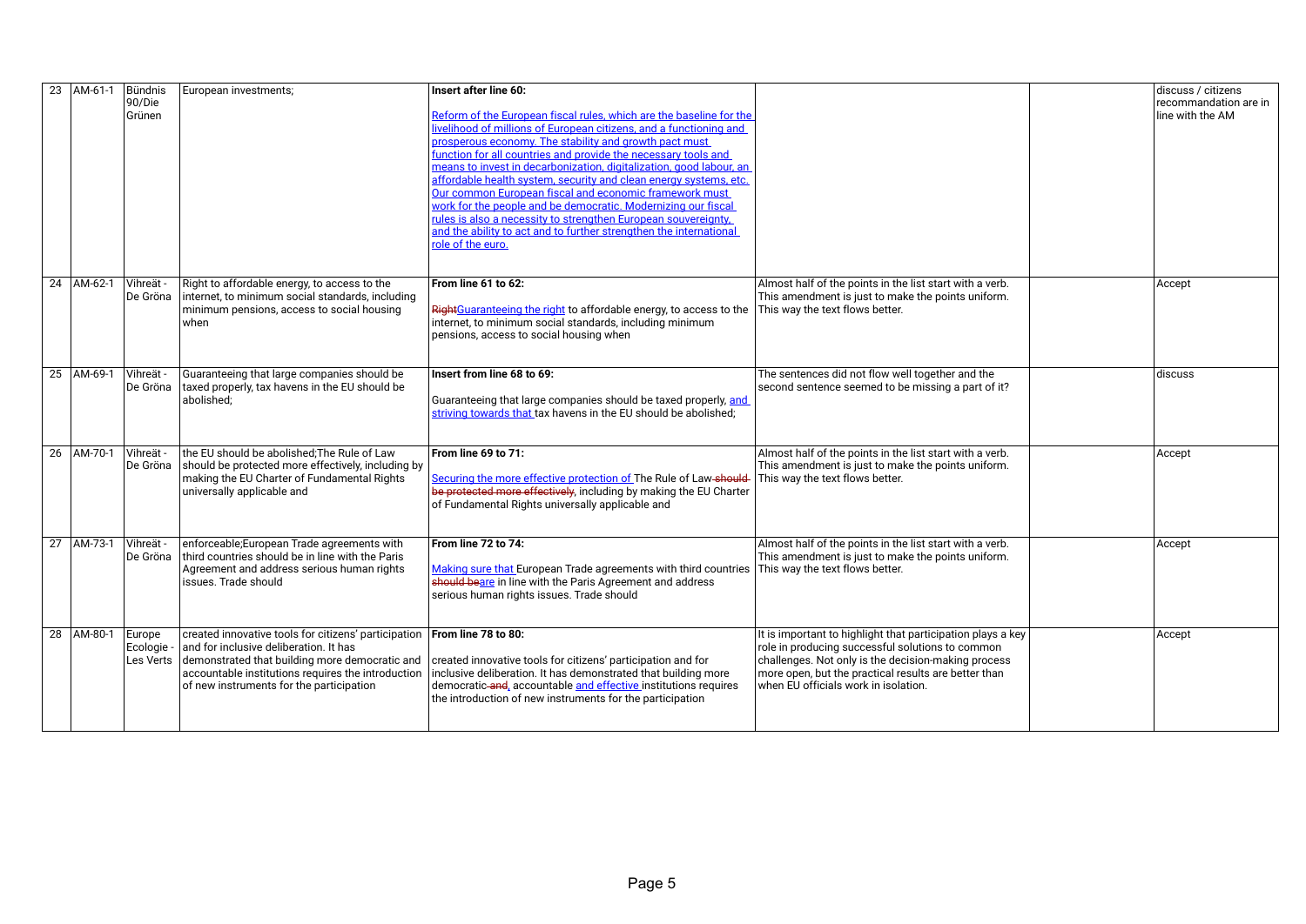| | | | | | | | |
|---|---|---|---|---|---|---|---|
| 23 | AM-61-1 | Bündnis 90/Die Grünen | European investments; | **Insert after line 60:**<br><br><u>Reform of the European fiscal rules, which are the baseline for the livelihood of millions of European citizens, and a functioning and prosperous economy. The stability and growth pact must function for all countries and provide the necessary tools and means to invest in decarbonization, digitalization, good labour, an affordable health system, security and clean energy systems, etc. Our common European fiscal and economic framework must work for the people and be democratic. Modernizing our fiscal rules is also a necessity to strengthen European souvereignty, and the ability to act and to further strengthen the international role of the euro.</u> | | | discuss / citizens recommandation are in line with the AM |
| 24 | AM-62-1 | Vihreät - De Gröna | Right to affordable energy, to access to the internet, to minimum social standards, including minimum pensions, access to social housing when | **From line 61 to 62:**<br><br>~~Right~~<u>Guaranteeing the right</u> to affordable energy, to access to the internet, to minimum social standards, including minimum pensions, access to social housing when | Almost half of the points in the list start with a verb. This amendment is just to make the points uniform. This way the text flows better. | | Accept |
| 25 | AM-69-1 | Vihreät - De Gröna | Guaranteeing that large companies should be taxed properly, tax havens in the EU should be abolished; | **Insert from line 68 to 69:**<br><br>Guaranteeing that large companies should be taxed properly, <u>and striving towards that </u>tax havens in the EU should be abolished; | The sentences did not flow well together and the second sentence seemed to be missing a part of it? | | discuss |
| 26 | AM-70-1 | Vihreät - De Gröna | the EU should be abolished;The Rule of Law should be protected more effectively, including by making the EU Charter of Fundamental Rights universally applicable and | **From line 69 to 71:**<br><br><u>Securing the more effective protection of </u>The Rule of Law ~~should be protected more effectively~~, including by making the EU Charter of Fundamental Rights universally applicable and | Almost half of the points in the list start with a verb. This amendment is just to make the points uniform. This way the text flows better. | | Accept |
| 27 | AM-73-1 | Vihreät - De Gröna | enforceable;European Trade agreements with third countries should be in line with the Paris Agreement and address serious human rights issues. Trade should | **From line 72 to 74:**<br><br><u>Making sure that </u>European Trade agreements with third countries ~~should be~~<u>are</u> in line with the Paris Agreement and address serious human rights issues. Trade should | Almost half of the points in the list start with a verb. This amendment is just to make the points uniform. This way the text flows better. | | Accept |
| 28 | AM-80-1 | Europe Ecologie - Les Verts | created innovative tools for citizens' participation and for inclusive deliberation. It has demonstrated that building more democratic and accountable institutions requires the introduction of new instruments for the participation | **From line 78 to 80:**<br><br>created innovative tools for citizens' participation and for inclusive deliberation. It has demonstrated that building more democratic ~~and~~, accountable <u>and effective </u>institutions requires the introduction of new instruments for the participation | It is important to highlight that participation plays a key role in producing successful solutions to common challenges. Not only is the decision-making process more open, but the practical results are better than when EU officials work in isolation. | | Accept |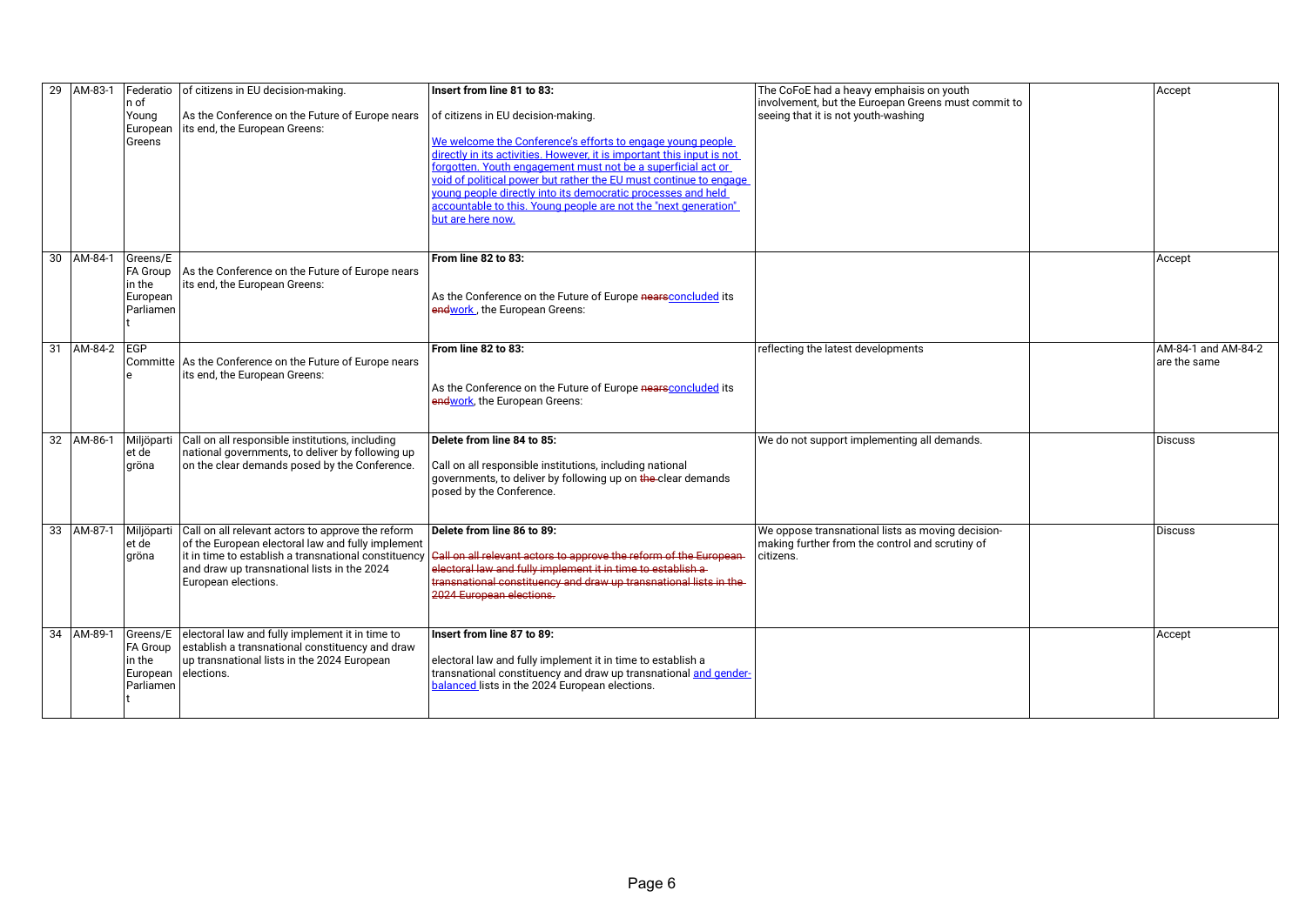| 29 | AM-83-1 | Federation of Young European Greens | of citizens in EU decision-making.<br><br>As the Conference on the Future of Europe nears its end, the European Greens: | **Insert from line 81 to 83:**<br><br>of citizens in EU decision-making.<br><br><u>We welcome the Conference's efforts to engage young people directly in its activities. However, it is important this input is not forgotten. Youth engagement must not be a superficial act or void of political power but rather the EU must continue to engage young people directly into its democratic processes and held accountable to this. Young people are not the "next generation" but are here now.</u> | The CoFoE had a heavy emphaisis on youth involvement, but the Euroepan Greens must commit to seeing that it is not youth-washing | | Accept |
|---|---|---|---|---|---|---|---|
| 30 | AM-84-1 | Greens/EFA Group in the European Parliament | As the Conference on the Future of Europe nears its end, the European Greens: | **From line 82 to 83:**<br><br>As the Conference on the Future of Europe ~~nears~~<u>concluded</u> its ~~end~~<u>work</u> , the European Greens: | | | Accept |
| 31 | AM-84-2 | EGP Committee | As the Conference on the Future of Europe nears its end, the European Greens: | **From line 82 to 83:**<br><br>As the Conference on the Future of Europe ~~nears~~<u>concluded</u> its ~~end~~<u>work</u>, the European Greens: | reflecting the latest developments | | AM-84-1 and AM-84-2 are the same |
| 32 | AM-86-1 | Miljöpartiet de gröna | Call on all responsible institutions, including national governments, to deliver by following up on the clear demands posed by the Conference. | **Delete from line 84 to 85:**<br><br>Call on all responsible institutions, including national governments, to deliver by following up on ~~the~~ clear demands posed by the Conference. | We do not support implementing all demands. | | Discuss |
| 33 | AM-87-1 | Miljöpartiet de gröna | Call on all relevant actors to approve the reform of the European electoral law and fully implement it in time to establish a transnational constituency and draw up transnational lists in the 2024 European elections. | **Delete from line 86 to 89:**<br><br>~~Call on all relevant actors to approve the reform of the European electoral law and fully implement it in time to establish a transnational constituency and draw up transnational lists in the 2024 European elections.~~ | We oppose transnational lists as moving decision-making further from the control and scrutiny of citizens. | | Discuss |
| 34 | AM-89-1 | Greens/EFA Group in the European Parliament | electoral law and fully implement it in time to establish a transnational constituency and draw up transnational lists in the 2024 European elections. | **Insert from line 87 to 89:**<br><br>electoral law and fully implement it in time to establish a transnational constituency and draw up transnational <u>and gender-balanced</u> lists in the 2024 European elections. | | | Accept |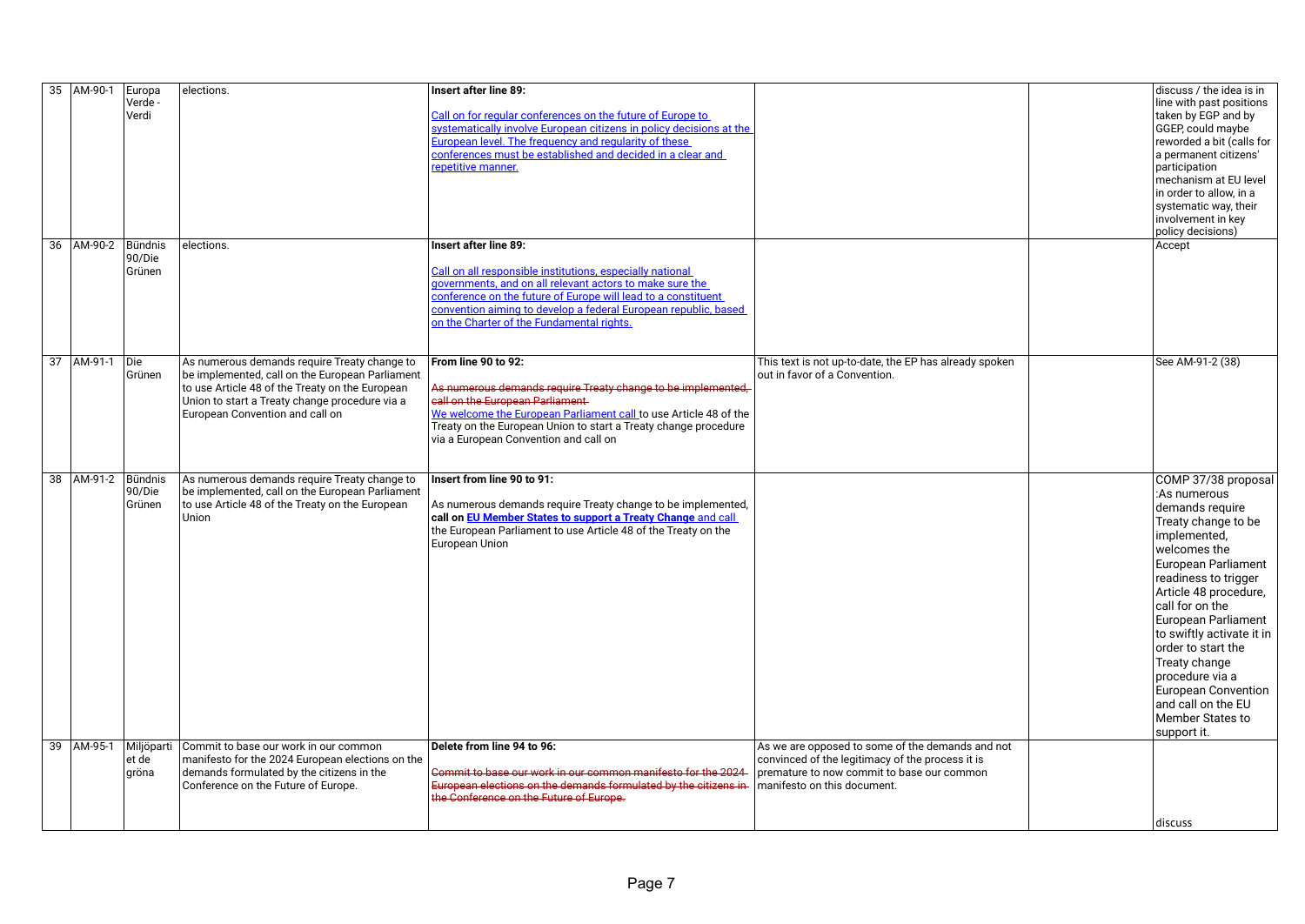| 35 | AM-90-1 | Europa Verde - Verdi | elections. | **Insert after line 89:**<br><br>Call on for regular conferences on the future of Europe to systematically involve European citizens in policy decisions at the European level. The frequency and regularity of these conferences must be established and decided in a clear and repetitive manner. | | | discuss / the idea is in line with past positions taken by EGP and by GGEP, could maybe reworded a bit (calls for a permanent citizens' participation mechanism at EU level in order to allow, in a systematic way, their involvement in key policy decisions) |
|---|---|---|---|---|---|---|---|
| 36 | AM-90-2 | Bündnis 90/Die Grünen | elections. | **Insert after line 89:**<br><br>Call on all responsible institutions, especially national governments, and on all relevant actors to make sure the conference on the future of Europe will lead to a constituent convention aiming to develop a federal European republic, based on the Charter of the Fundamental rights. | | | Accept |
| 37 | AM-91-1 | Die Grünen | As numerous demands require Treaty change to be implemented, call on the European Parliament to use Article 48 of the Treaty on the European Union to start a Treaty change procedure via a European Convention and call on | **From line 90 to 92:**<br><br>~~As numerous demands require Treaty change to be implemented, call on the European Parliament~~<br>We welcome the European Parliament call to use Article 48 of the Treaty on the European Union to start a Treaty change procedure via a European Convention and call on | This text is not up-to-date, the EP has already spoken out in favor of a Convention. | | See AM-91-2 (38) |
| 38 | AM-91-2 | Bündnis 90/Die Grünen | As numerous demands require Treaty change to be implemented, call on the European Parliament to use Article 48 of the Treaty on the European Union | **Insert from line 90 to 91:**<br><br>As numerous demands require Treaty change to be implemented, **call on EU Member States to support a Treaty Change** and call the European Parliament to use Article 48 of the Treaty on the European Union | | | COMP 37/38 proposal :As numerous demands require Treaty change to be implemented, welcomes the European Parliament readiness to trigger Article 48 procedure, call for on the European Parliament to swiftly activate it in order to start the Treaty change procedure via a European Convention and call on the EU Member States to support it. |
| 39 | AM-95-1 | Miljöpartiet de gröna | Commit to base our work in our common manifesto for the 2024 European elections on the demands formulated by the citizens in the Conference on the Future of Europe. | **Delete from line 94 to 96:**<br><br>~~Commit to base our work in our common manifesto for the 2024 European elections on the demands formulated by the citizens in the Conference on the Future of Europe.~~ | As we are opposed to some of the demands and not convinced of the legitimacy of the process it is premature to now commit to base our common manifesto on this document. | | discuss |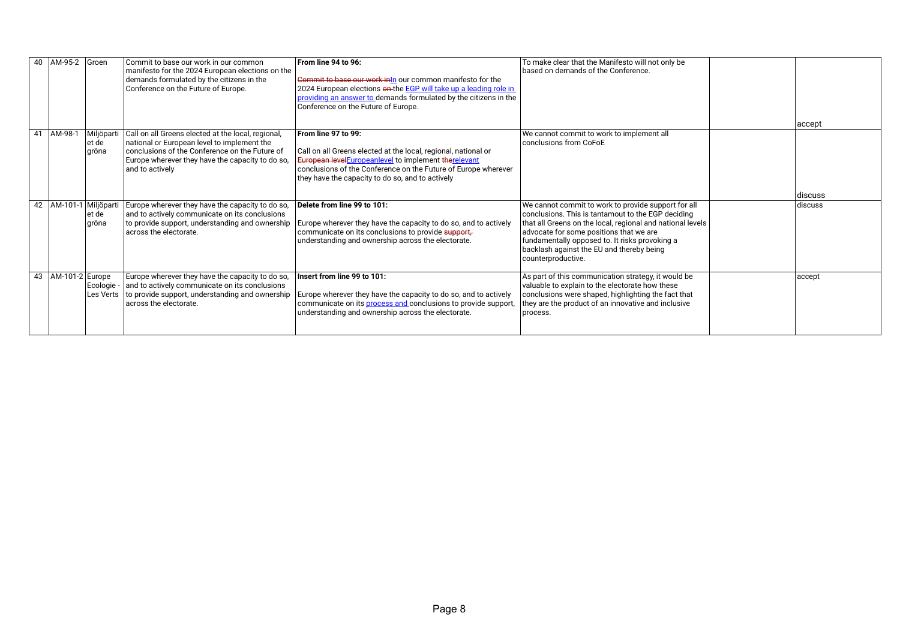| | | | | | | | |
|---|---|---|---|---|---|---|---|
| 40 | AM-95-2 | Groen | Commit to base our work in our common manifesto for the 2024 European elections on the demands formulated by the citizens in the Conference on the Future of Europe. | **From line 94 to 96:**<br><br>~~Commit to base our work in~~In our common manifesto for the 2024 European elections ~~on~~ the EGP will take up a leading role in providing an answer to demands formulated by the citizens in the Conference on the Future of Europe. | To make clear that the Manifesto will not only be based on demands of the Conference. | | accept |
| 41 | AM-98-1 | Miljöpartiet de gröna | Call on all Greens elected at the local, regional, national or European level to implement the conclusions of the Conference on the Future of Europe wherever they have the capacity to do so, and to actively | **From line 97 to 99:**<br><br>Call on all Greens elected at the local, regional, national or ~~European level~~Europeanlevel to implement ~~the~~relevant conclusions of the Conference on the Future of Europe wherever they have the capacity to do so, and to actively | We cannot commit to work to implement all conclusions from CoFoE | | discuss |
| 42 | AM-101-1 | Miljöpartiet de gröna | Europe wherever they have the capacity to do so, and to actively communicate on its conclusions to provide support, understanding and ownership across the electorate. | **Delete from line 99 to 101:**<br><br>Europe wherever they have the capacity to do so, and to actively communicate on its conclusions to provide ~~support,~~ understanding and ownership across the electorate. | We cannot commit to work to provide support for all conclusions. This is tantamout to the EGP deciding that all Greens on the local, regional and national levels advocate for some positions that we are fundamentally opposed to. It risks provoking a backlash against the EU and thereby being counterproductive. | | discuss |
| 43 | AM-101-2 | Europe Ecologie - Les Verts | Europe wherever they have the capacity to do so, and to actively communicate on its conclusions to provide support, understanding and ownership across the electorate. | **Insert from line 99 to 101:**<br><br>Europe wherever they have the capacity to do so, and to actively communicate on its process and conclusions to provide support, understanding and ownership across the electorate. | As part of this communication strategy, it would be valuable to explain to the electorate how these conclusions were shaped, highlighting the fact that they are the product of an innovative and inclusive process. | | accept |